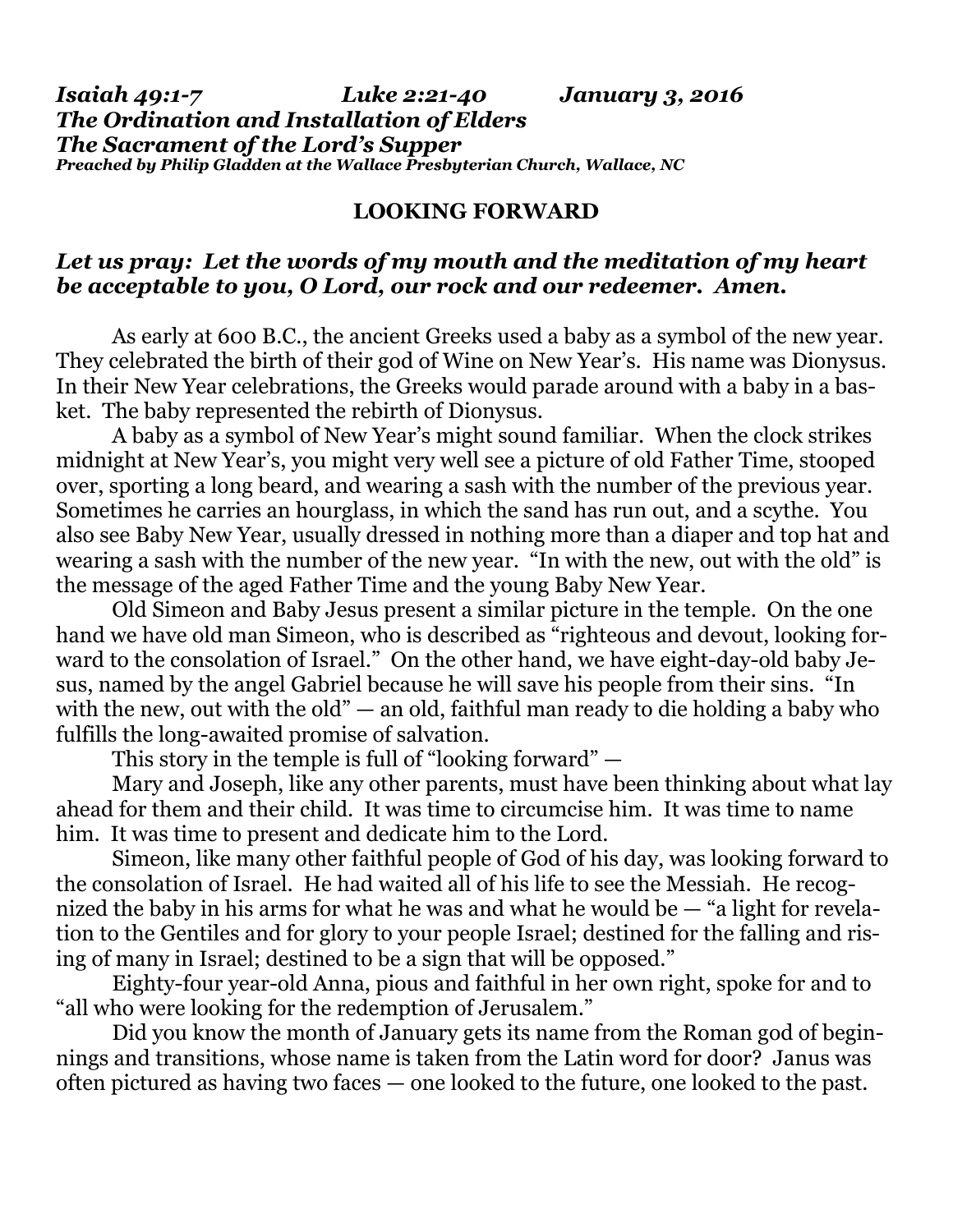***Isaiah 49:1-7 Luke 2:21-40 January 3, 2016***
***The Ordination and Installation of Elders***
***The Sacrament of the Lord's Supper***
***Preached by Philip Gladden at the Wallace Presbyterian Church, Wallace, NC***

## LOOKING FORWARD

***Let us pray: Let the words of my mouth and the meditation of my heart be acceptable to you, O Lord, our rock and our redeemer. Amen.***

As early at 600 B.C., the ancient Greeks used a baby as a symbol of the new year. They celebrated the birth of their god of Wine on New Year's. His name was Dionysus. In their New Year celebrations, the Greeks would parade around with a baby in a basket. The baby represented the rebirth of Dionysus.

A baby as a symbol of New Year's might sound familiar. When the clock strikes midnight at New Year's, you might very well see a picture of old Father Time, stooped over, sporting a long beard, and wearing a sash with the number of the previous year. Sometimes he carries an hourglass, in which the sand has run out, and a scythe. You also see Baby New Year, usually dressed in nothing more than a diaper and top hat and wearing a sash with the number of the new year. "In with the new, out with the old" is the message of the aged Father Time and the young Baby New Year.

Old Simeon and Baby Jesus present a similar picture in the temple. On the one hand we have old man Simeon, who is described as "righteous and devout, looking forward to the consolation of Israel." On the other hand, we have eight-day-old baby Jesus, named by the angel Gabriel because he will save his people from their sins. "In with the new, out with the old" — an old, faithful man ready to die holding a baby who fulfills the long-awaited promise of salvation.

This story in the temple is full of "looking forward" —

Mary and Joseph, like any other parents, must have been thinking about what lay ahead for them and their child. It was time to circumcise him. It was time to name him. It was time to present and dedicate him to the Lord.

Simeon, like many other faithful people of God of his day, was looking forward to the consolation of Israel. He had waited all of his life to see the Messiah. He recognized the baby in his arms for what he was and what he would be — "a light for revelation to the Gentiles and for glory to your people Israel; destined for the falling and rising of many in Israel; destined to be a sign that will be opposed."

Eighty-four year-old Anna, pious and faithful in her own right, spoke for and to "all who were looking for the redemption of Jerusalem."

Did you know the month of January gets its name from the Roman god of beginnings and transitions, whose name is taken from the Latin word for door? Janus was often pictured as having two faces — one looked to the future, one looked to the past.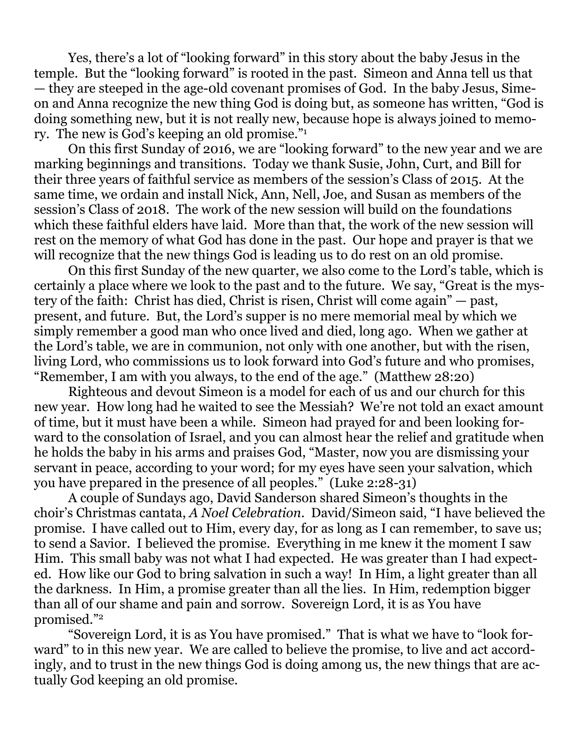Yes, there's a lot of "looking forward" in this story about the baby Jesus in the temple. But the "looking forward" is rooted in the past. Simeon and Anna tell us that — they are steeped in the age-old covenant promises of God. In the baby Jesus, Simeon and Anna recognize the new thing God is doing but, as someone has written, "God is doing something new, but it is not really new, because hope is always joined to memory. The new is God's keeping an old promise."[1]

On this first Sunday of 2016, we are "looking forward" to the new year and we are marking beginnings and transitions. Today we thank Susie, John, Curt, and Bill for their three years of faithful service as members of the session's Class of 2015. At the same time, we ordain and install Nick, Ann, Nell, Joe, and Susan as members of the session's Class of 2018. The work of the new session will build on the foundations which these faithful elders have laid. More than that, the work of the new session will rest on the memory of what God has done in the past. Our hope and prayer is that we will recognize that the new things God is leading us to do rest on an old promise.

On this first Sunday of the new quarter, we also come to the Lord's table, which is certainly a place where we look to the past and to the future. We say, "Great is the mystery of the faith: Christ has died, Christ is risen, Christ will come again" — past, present, and future. But, the Lord's supper is no mere memorial meal by which we simply remember a good man who once lived and died, long ago. When we gather at the Lord's table, we are in communion, not only with one another, but with the risen, living Lord, who commissions us to look forward into God's future and who promises, "Remember, I am with you always, to the end of the age." (Matthew 28:20)

Righteous and devout Simeon is a model for each of us and our church for this new year. How long had he waited to see the Messiah? We're not told an exact amount of time, but it must have been a while. Simeon had prayed for and been looking forward to the consolation of Israel, and you can almost hear the relief and gratitude when he holds the baby in his arms and praises God, "Master, now you are dismissing your servant in peace, according to your word; for my eyes have seen your salvation, which you have prepared in the presence of all peoples." (Luke 2:28-31)

A couple of Sundays ago, David Sanderson shared Simeon's thoughts in the choir's Christmas cantata, *A Noel Celebration*. David/Simeon said, "I have believed the promise. I have called out to Him, every day, for as long as I can remember, to save us; to send a Savior. I believed the promise. Everything in me knew it the moment I saw Him. This small baby was not what I had expected. He was greater than I had expected. How like our God to bring salvation in such a way! In Him, a light greater than all the darkness. In Him, a promise greater than all the lies. In Him, redemption bigger than all of our shame and pain and sorrow. Sovereign Lord, it is as You have promised."[2]

"Sovereign Lord, it is as You have promised." That is what we have to "look forward" to in this new year. We are called to believe the promise, to live and act accordingly, and to trust in the new things God is doing among us, the new things that are actually God keeping an old promise.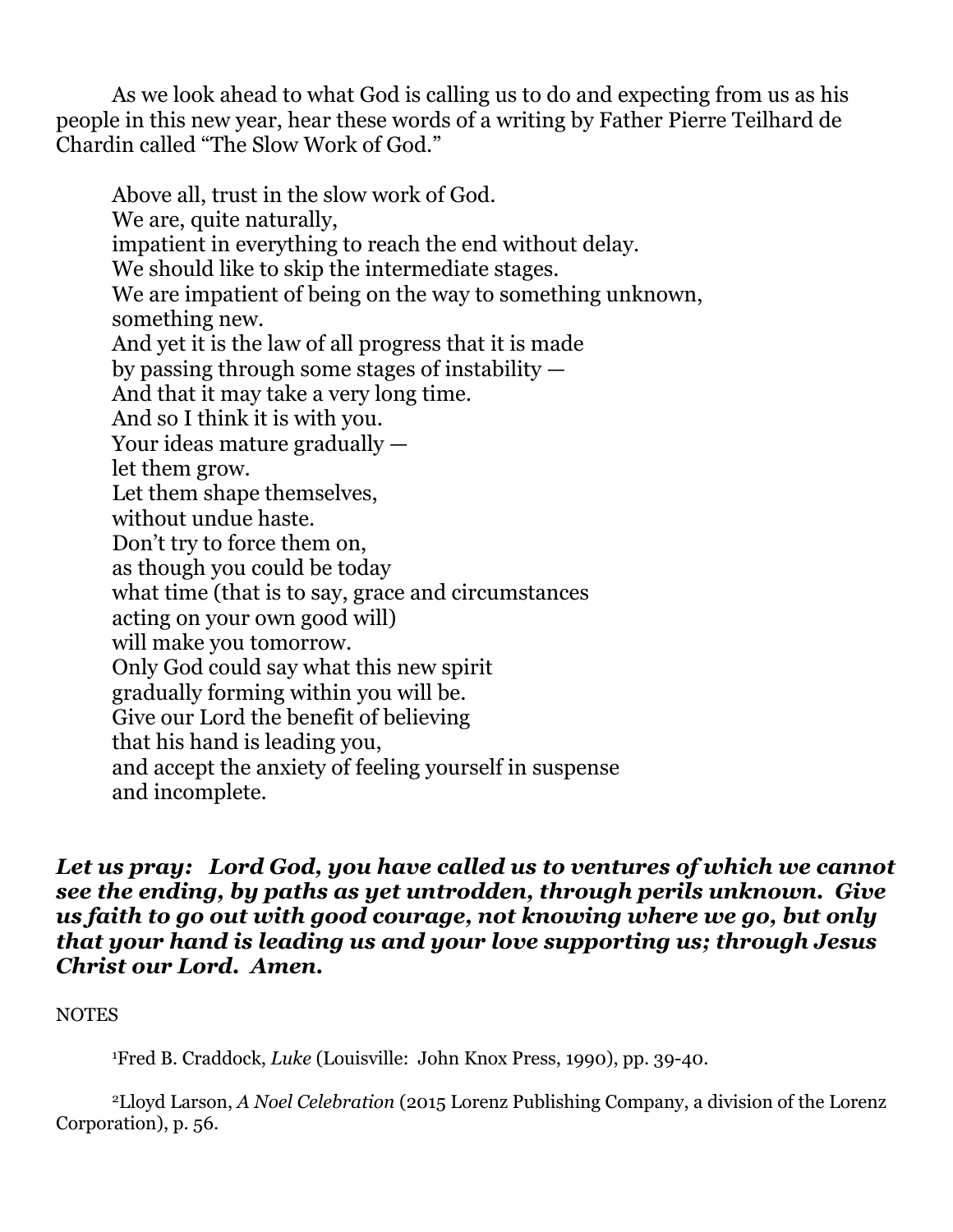As we look ahead to what God is calling us to do and expecting from us as his people in this new year, hear these words of a writing by Father Pierre Teilhard de Chardin called "The Slow Work of God."

Above all, trust in the slow work of God.  
We are, quite naturally,  
impatient in everything to reach the end without delay.  
We should like to skip the intermediate stages.  
We are impatient of being on the way to something unknown,  
something new.  
And yet it is the law of all progress that it is made  
by passing through some stages of instability —  
And that it may take a very long time.  
And so I think it is with you.  
Your ideas mature gradually —  
let them grow.  
Let them shape themselves,  
without undue haste.  
Don't try to force them on,  
as though you could be today  
what time (that is to say, grace and circumstances  
acting on your own good will)  
will make you tomorrow.  
Only God could say what this new spirit  
gradually forming within you will be.  
Give our Lord the benefit of believing  
that his hand is leading you,  
and accept the anxiety of feeling yourself in suspense  
and incomplete.

***Let us pray: Lord God, you have called us to ventures of which we cannot see the ending, by paths as yet untrodden, through perils unknown. Give us faith to go out with good courage, not knowing where we go, but only that your hand is leading us and your love supporting us; through Jesus Christ our Lord. Amen.***

NOTES

[1]Fred B. Craddock, *Luke* (Louisville: John Knox Press, 1990), pp. 39-40.

[2]Lloyd Larson, *A Noel Celebration* (2015 Lorenz Publishing Company, a division of the Lorenz Corporation), p. 56.